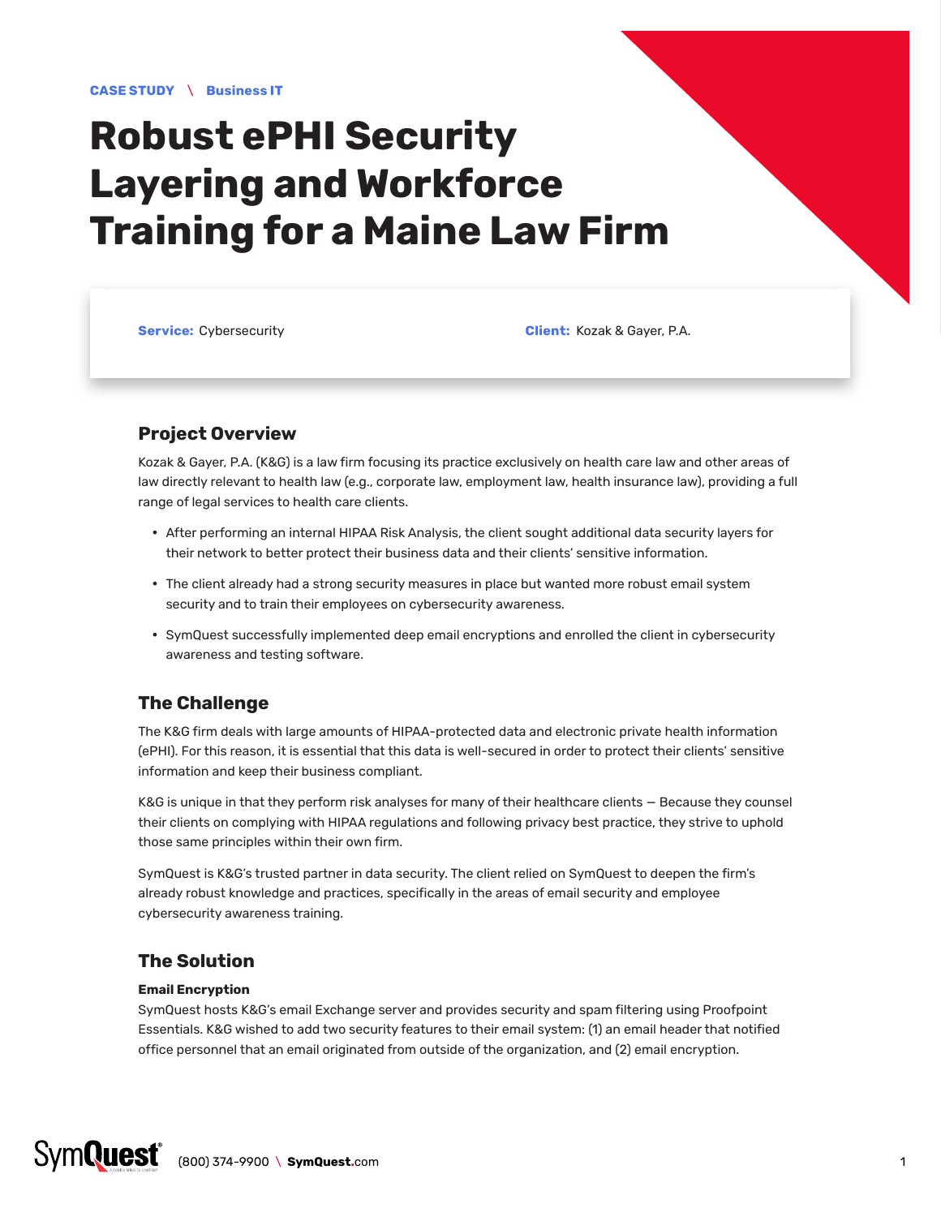CASE STUDY \ Business IT

# Robust ePHI Security Layering and Workforce Training for a Maine Law Firm

**Service:** Cybersecurity

**Client:** Kozak & Gayer, P.A.

## Project Overview

Kozak & Gayer, P.A. (K&G) is a law firm focusing its practice exclusively on health care law and other areas of law directly relevant to health law (e.g., corporate law, employment law, health insurance law), providing a full range of legal services to health care clients.

- After performing an internal HIPAA Risk Analysis, the client sought additional data security layers for their network to better protect their business data and their clients' sensitive information.
- The client already had a strong security measures in place but wanted more robust email system security and to train their employees on cybersecurity awareness.
- SymQuest successfully implemented deep email encryptions and enrolled the client in cybersecurity awareness and testing software.

## The Challenge

The K&G firm deals with large amounts of HIPAA-protected data and electronic private health information (ePHI). For this reason, it is essential that this data is well-secured in order to protect their clients' sensitive information and keep their business compliant.

K&G is unique in that they perform risk analyses for many of their healthcare clients — Because they counsel their clients on complying with HIPAA regulations and following privacy best practice, they strive to uphold those same principles within their own firm.

SymQuest is K&G's trusted partner in data security. The client relied on SymQuest to deepen the firm's already robust knowledge and practices, specifically in the areas of email security and employee cybersecurity awareness training.

## The Solution

**Email Encryption**

SymQuest hosts K&G's email Exchange server and provides security and spam filtering using Proofpoint Essentials. K&G wished to add two security features to their email system: (1) an email header that notified office personnel that an email originated from outside of the organization, and (2) email encryption.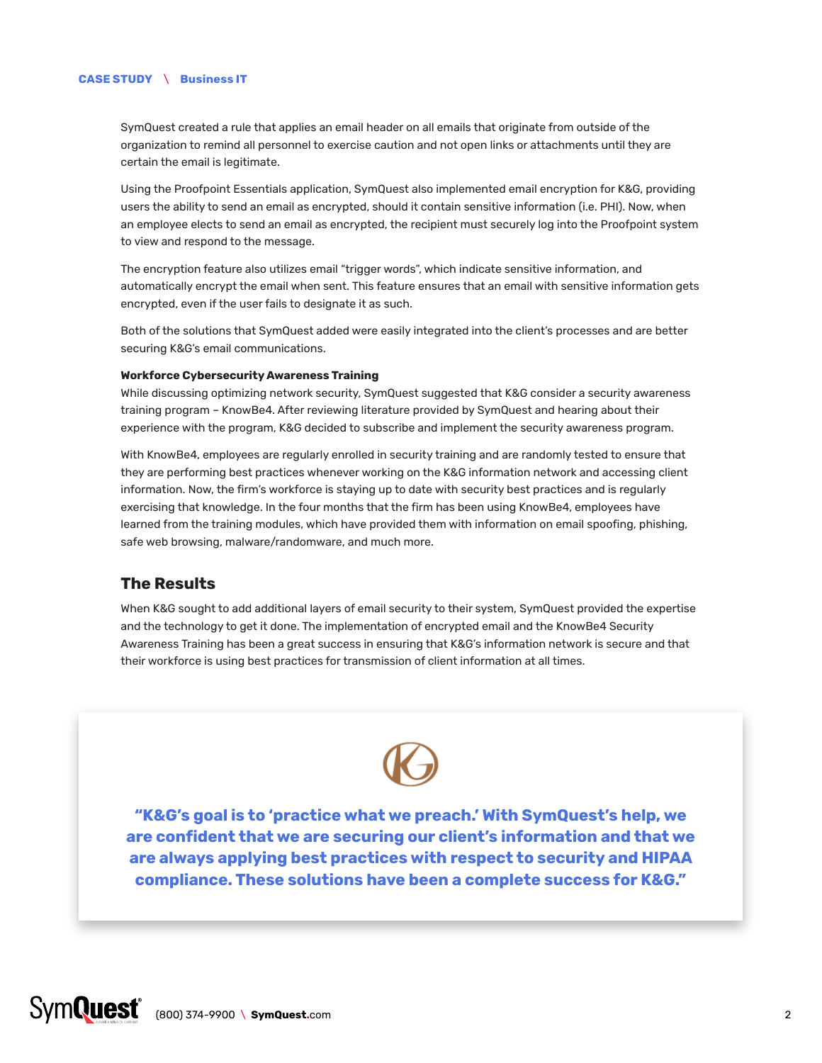SymQuest created a rule that applies an email header on all emails that originate from outside of the organization to remind all personnel to exercise caution and not open links or attachments until they are certain the email is legitimate.

Using the Proofpoint Essentials application, SymQuest also implemented email encryption for K&G, providing users the ability to send an email as encrypted, should it contain sensitive information (i.e. PHI). Now, when an employee elects to send an email as encrypted, the recipient must securely log into the Proofpoint system to view and respond to the message.

The encryption feature also utilizes email "trigger words", which indicate sensitive information, and automatically encrypt the email when sent. This feature ensures that an email with sensitive information gets encrypted, even if the user fails to designate it as such.

Both of the solutions that SymQuest added were easily integrated into the client's processes and are better securing K&G's email communications.

**Workforce Cybersecurity Awareness Training**

While discussing optimizing network security, SymQuest suggested that K&G consider a security awareness training program – KnowBe4. After reviewing literature provided by SymQuest and hearing about their experience with the program, K&G decided to subscribe and implement the security awareness program.

With KnowBe4, employees are regularly enrolled in security training and are randomly tested to ensure that they are performing best practices whenever working on the K&G information network and accessing client information. Now, the firm's workforce is staying up to date with security best practices and is regularly exercising that knowledge. In the four months that the firm has been using KnowBe4, employees have learned from the training modules, which have provided them with information on email spoofing, phishing, safe web browsing, malware/randomware, and much more.

## The Results

When K&G sought to add additional layers of email security to their system, SymQuest provided the expertise and the technology to get it done. The implementation of encrypted email and the KnowBe4 Security Awareness Training has been a great success in ensuring that K&G's information network is secure and that their workforce is using best practices for transmission of client information at all times.

> **"K&G's goal is to 'practice what we preach.' With SymQuest's help, we are confident that we are securing our client's information and that we are always applying best practices with respect to security and HIPAA compliance. These solutions have been a complete success for K&G."**